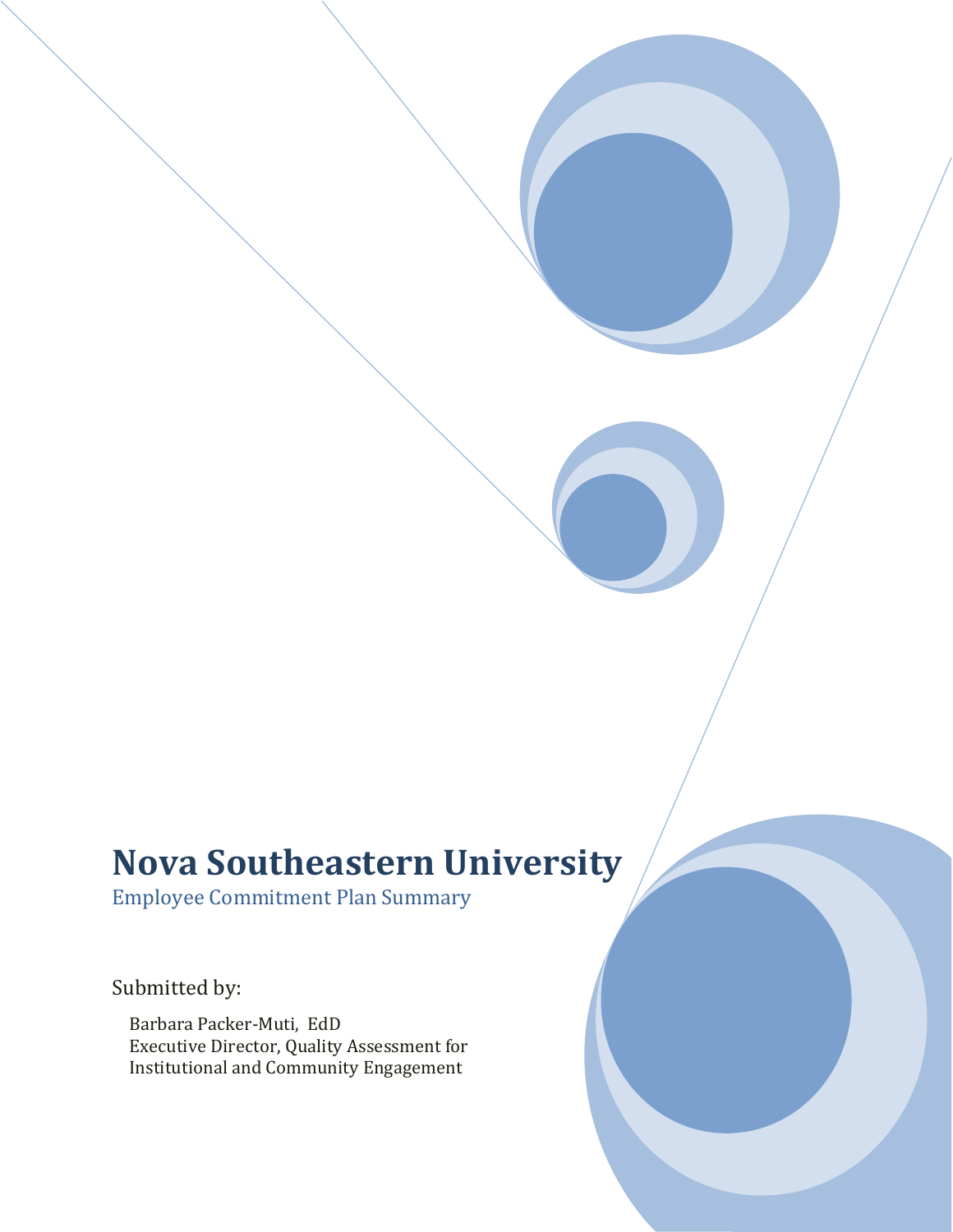# Nova Southeastern University

Employee Commitment Plan Summary

Submitted by:

Barbara Packer-Muti, EdD
Executive Director, Quality Assessment for Institutional and Community Engagement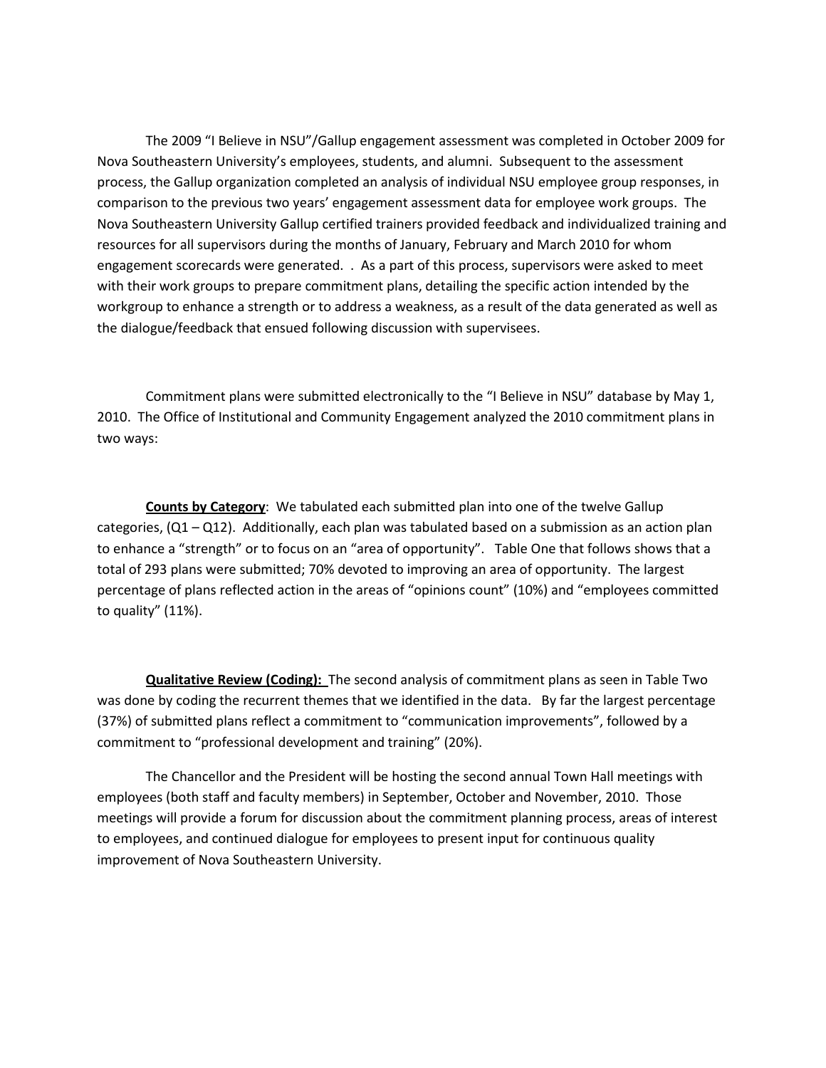The 2009 "I Believe in NSU"/Gallup engagement assessment was completed in October 2009 for Nova Southeastern University's employees, students, and alumni. Subsequent to the assessment process, the Gallup organization completed an analysis of individual NSU employee group responses, in comparison to the previous two years' engagement assessment data for employee work groups. The Nova Southeastern University Gallup certified trainers provided feedback and individualized training and resources for all supervisors during the months of January, February and March 2010 for whom engagement scorecards were generated. . As a part of this process, supervisors were asked to meet with their work groups to prepare commitment plans, detailing the specific action intended by the workgroup to enhance a strength or to address a weakness, as a result of the data generated as well as the dialogue/feedback that ensued following discussion with supervisees.

Commitment plans were submitted electronically to the "I Believe in NSU" database by May 1, 2010. The Office of Institutional and Community Engagement analyzed the 2010 commitment plans in two ways:

**Counts by Category**: We tabulated each submitted plan into one of the twelve Gallup categories, (Q1 – Q12). Additionally, each plan was tabulated based on a submission as an action plan to enhance a "strength" or to focus on an "area of opportunity". Table One that follows shows that a total of 293 plans were submitted; 70% devoted to improving an area of opportunity. The largest percentage of plans reflected action in the areas of "opinions count" (10%) and "employees committed to quality" (11%).

**Qualitative Review (Coding):** The second analysis of commitment plans as seen in Table Two was done by coding the recurrent themes that we identified in the data. By far the largest percentage (37%) of submitted plans reflect a commitment to "communication improvements", followed by a commitment to "professional development and training" (20%).

The Chancellor and the President will be hosting the second annual Town Hall meetings with employees (both staff and faculty members) in September, October and November, 2010. Those meetings will provide a forum for discussion about the commitment planning process, areas of interest to employees, and continued dialogue for employees to present input for continuous quality improvement of Nova Southeastern University.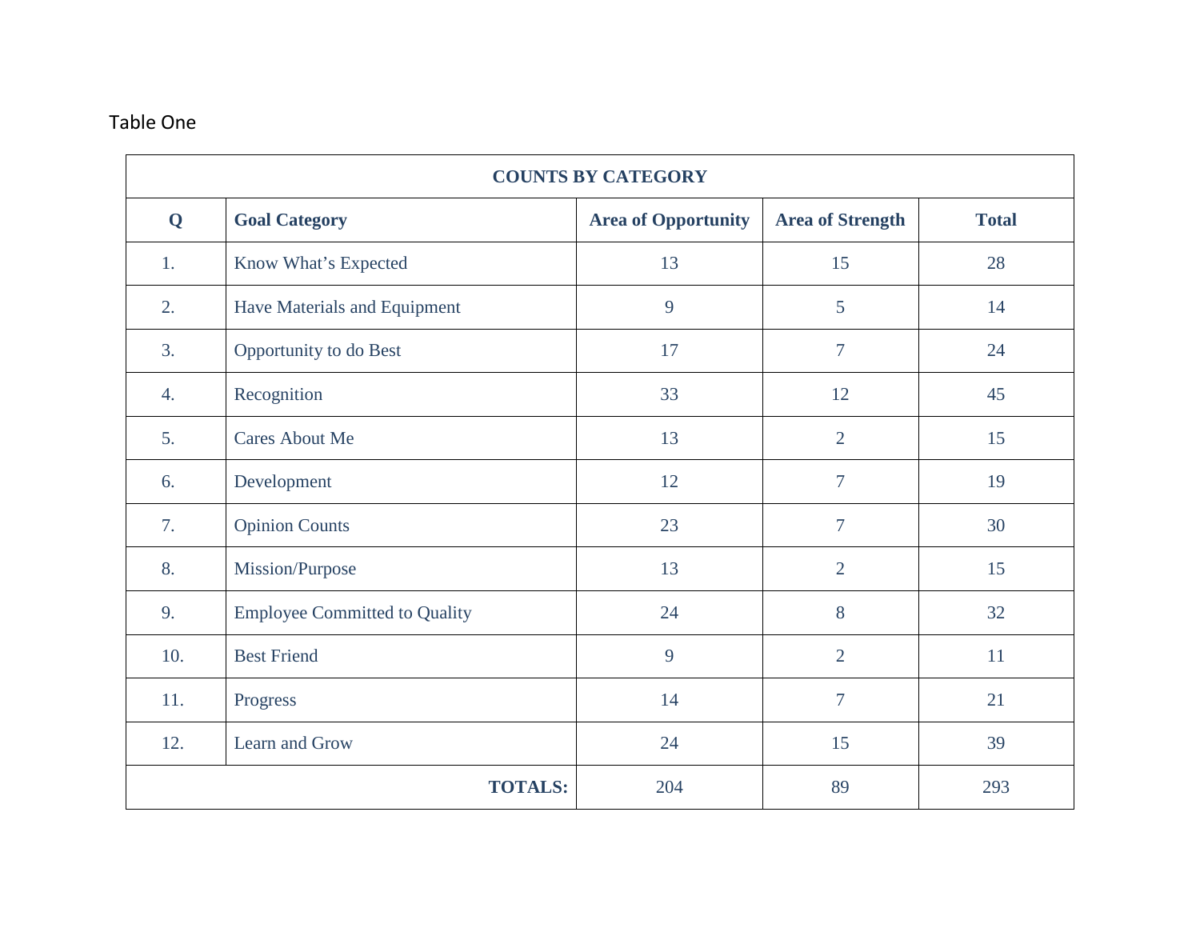Table One

| COUNTS BY CATEGORY | | | | |
|---|---|---|---|---|
| **Q** | **Goal Category** | **Area of Opportunity** | **Area of Strength** | **Total** |
| 1. | Know What's Expected | 13 | 15 | 28 |
| 2. | Have Materials and Equipment | 9 | 5 | 14 |
| 3. | Opportunity to do Best | 17 | 7 | 24 |
| 4. | Recognition | 33 | 12 | 45 |
| 5. | Cares About Me | 13 | 2 | 15 |
| 6. | Development | 12 | 7 | 19 |
| 7. | Opinion Counts | 23 | 7 | 30 |
| 8. | Mission/Purpose | 13 | 2 | 15 |
| 9. | Employee Committed to Quality | 24 | 8 | 32 |
| 10. | Best Friend | 9 | 2 | 11 |
| 11. | Progress | 14 | 7 | 21 |
| 12. | Learn and Grow | 24 | 15 | 39 |
| | **TOTALS:** | 204 | 89 | 293 |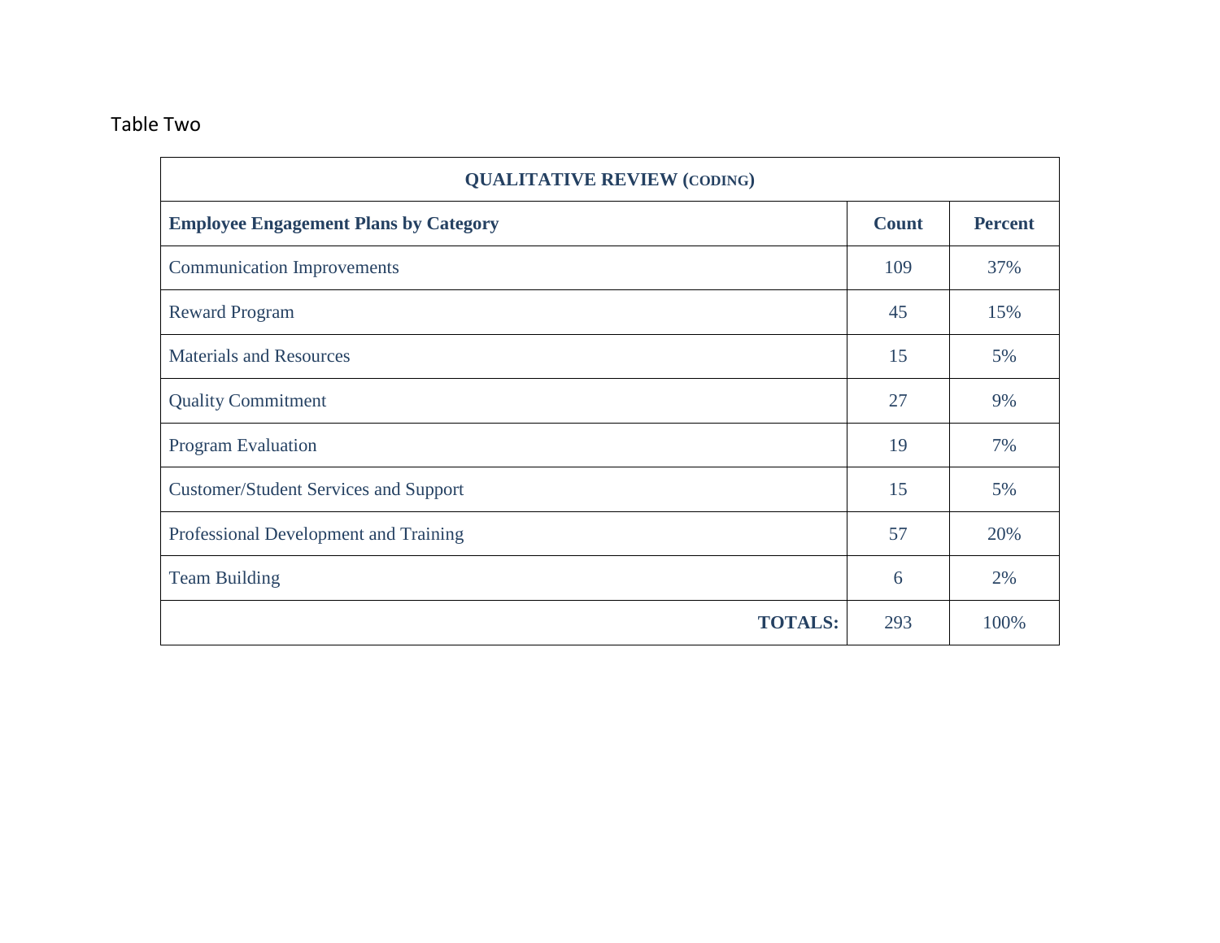Table Two

| QUALITATIVE REVIEW (CODING) | | |
|---|---|---|
| **Employee Engagement Plans by Category** | **Count** | **Percent** |
| Communication Improvements | 109 | 37% |
| Reward Program | 45 | 15% |
| Materials and Resources | 15 | 5% |
| Quality Commitment | 27 | 9% |
| Program Evaluation | 19 | 7% |
| Customer/Student Services and Support | 15 | 5% |
| Professional Development and Training | 57 | 20% |
| Team Building | 6 | 2% |
| **TOTALS:** | 293 | 100% |